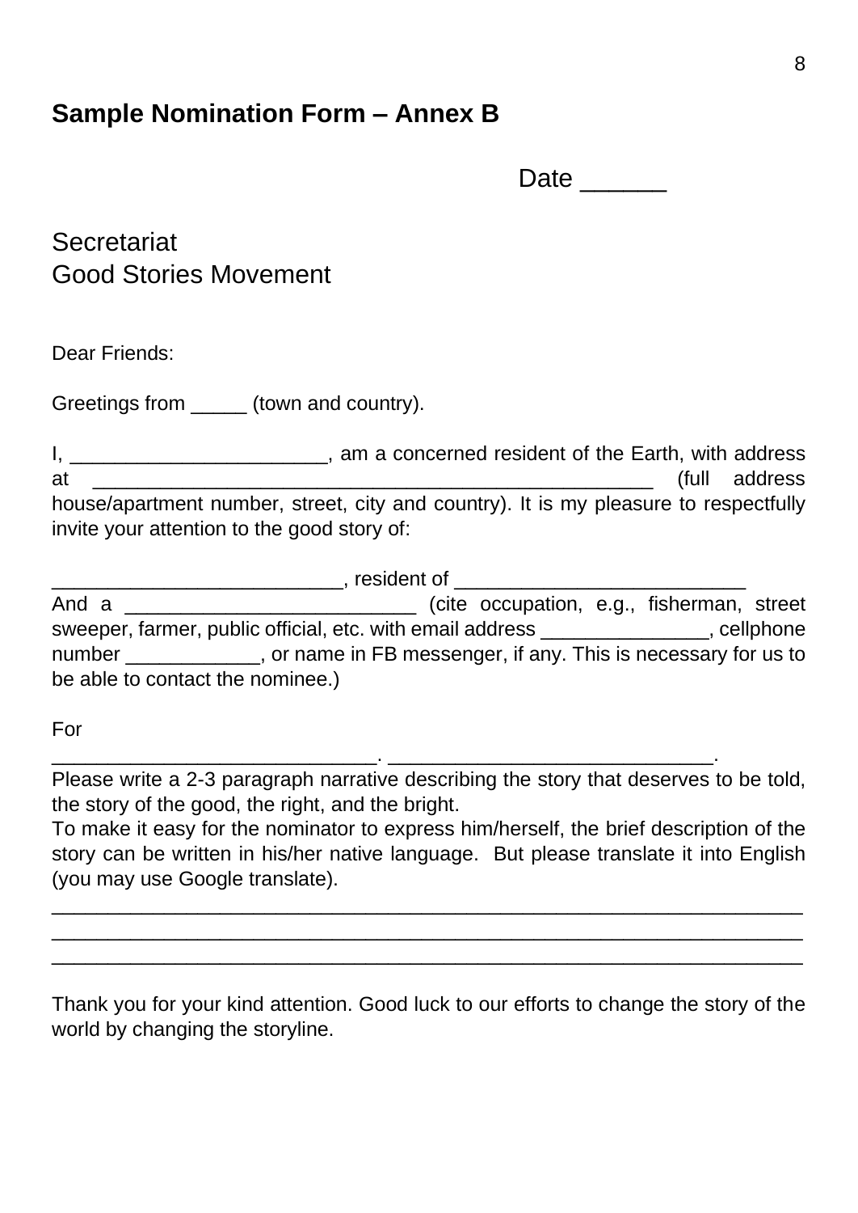## Sample Nomination Form – Annex B

Date ______

Secretariat
Good Stories Movement

Dear Friends:

Greetings from _____ (town and country).

I, _______________________, am a concerned resident of the Earth, with address at _______________________________________________________ (full address house/apartment number, street, city and country). It is my pleasure to respectfully invite your attention to the good story of:

__________________________, resident of __________________________
And a __________________________ (cite occupation, e.g., fisherman, street sweeper, farmer, public official, etc. with email address _______________, cellphone number ____________, or name in FB messenger, if any. This is necessary for us to be able to contact the nominee.)

For _____________________________. _____________________________.
Please write a 2-3 paragraph narrative describing the story that deserves to be told, the story of the good, the right, and the bright.
To make it easy for the nominator to express him/herself, the brief description of the story can be written in his/her native language. But please translate it into English (you may use Google translate).
____________________________________________________________________
____________________________________________________________________
____________________________________________________________________

Thank you for your kind attention. Good luck to our efforts to change the story of the world by changing the storyline.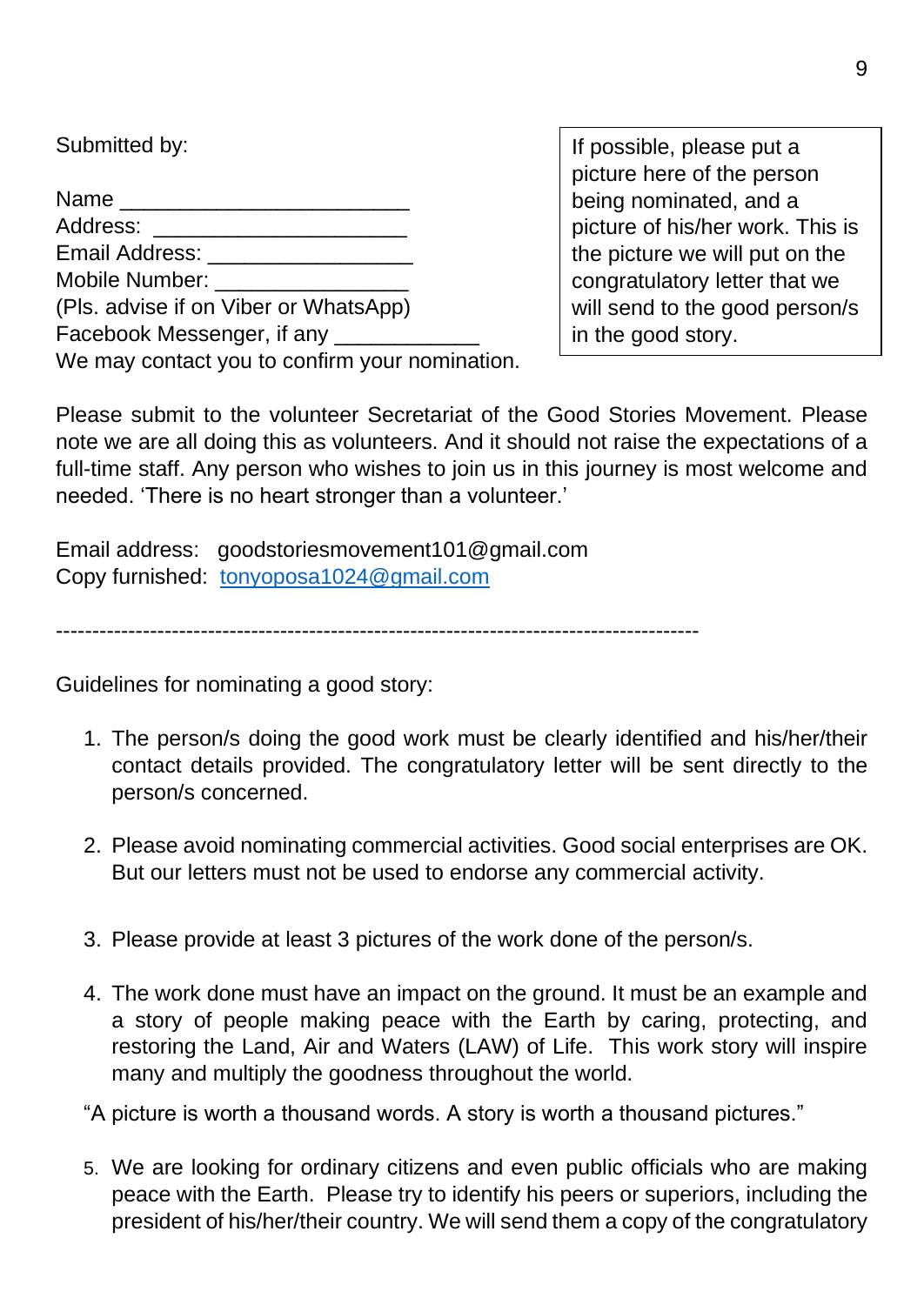Submitted by:

Name ________________________
Address: _____________________
Email Address: _________________
Mobile Number: ________________
(Pls. advise if on Viber or WhatsApp)
Facebook Messenger, if any ____________
We may contact you to confirm your nomination.

If possible, please put a picture here of the person being nominated, and a picture of his/her work. This is the picture we will put on the congratulatory letter that we will send to the good person/s in the good story.

Please submit to the volunteer Secretariat of the Good Stories Movement. Please note we are all doing this as volunteers. And it should not raise the expectations of a full-time staff. Any person who wishes to join us in this journey is most welcome and needed. 'There is no heart stronger than a volunteer.'

Email address: goodstoriesmovement101@gmail.com
Copy furnished: [tonyoposa1024@gmail.com](mailto:tonyoposa1024@gmail.com)

---

Guidelines for nominating a good story:

1. The person/s doing the good work must be clearly identified and his/her/their contact details provided. The congratulatory letter will be sent directly to the person/s concerned.

2. Please avoid nominating commercial activities. Good social enterprises are OK. But our letters must not be used to endorse any commercial activity.

3. Please provide at least 3 pictures of the work done of the person/s.

4. The work done must have an impact on the ground. It must be an example and a story of people making peace with the Earth by caring, protecting, and restoring the Land, Air and Waters (LAW) of Life. This work story will inspire many and multiply the goodness throughout the world.

"A picture is worth a thousand words. A story is worth a thousand pictures."

5. We are looking for ordinary citizens and even public officials who are making peace with the Earth. Please try to identify his peers or superiors, including the president of his/her/their country. We will send them a copy of the congratulatory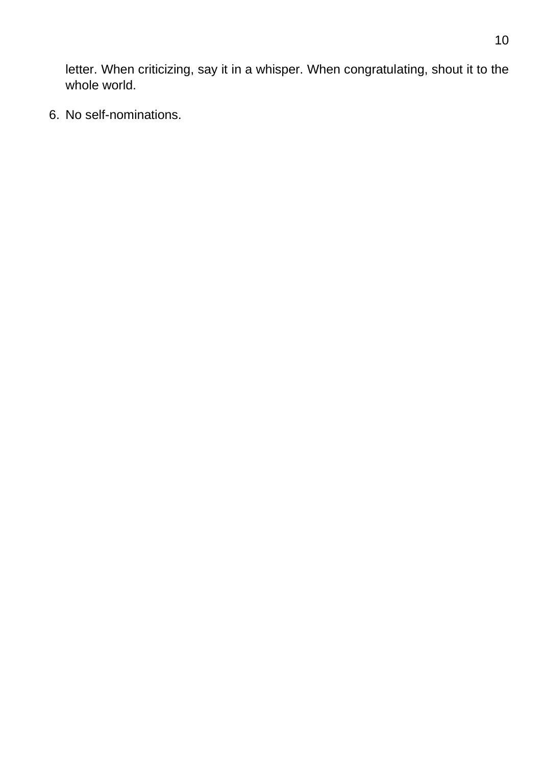letter. When criticizing, say it in a whisper. When congratulating, shout it to the whole world.

6. No self-nominations.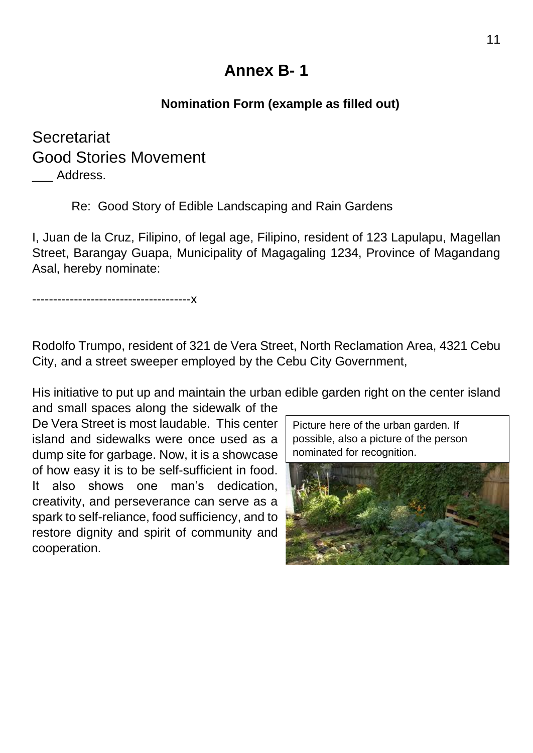# Annex B- 1

**Nomination Form (example as filled out)**

Secretariat
Good Stories Movement
___ Address.

Re: Good Story of Edible Landscaping and Rain Gardens

I, Juan de la Cruz, Filipino, of legal age, Filipino, resident of 123 Lapulapu, Magellan Street, Barangay Guapa, Municipality of Magagaling 1234, Province of Magandang Asal, hereby nominate:

--------------------------------------x

Rodolfo Trumpo, resident of 321 de Vera Street, North Reclamation Area, 4321 Cebu City, and a street sweeper employed by the Cebu City Government,

His initiative to put up and maintain the urban edible garden right on the center island and small spaces along the sidewalk of the De Vera Street is most laudable. This center island and sidewalks were once used as a dump site for garbage. Now, it is a showcase of how easy it is to be self-sufficient in food. It also shows one man's dedication, creativity, and perseverance can serve as a spark to self-reliance, food sufficiency, and to restore dignity and spirit of community and cooperation.

Picture here of the urban garden. If possible, also a picture of the person nominated for recognition.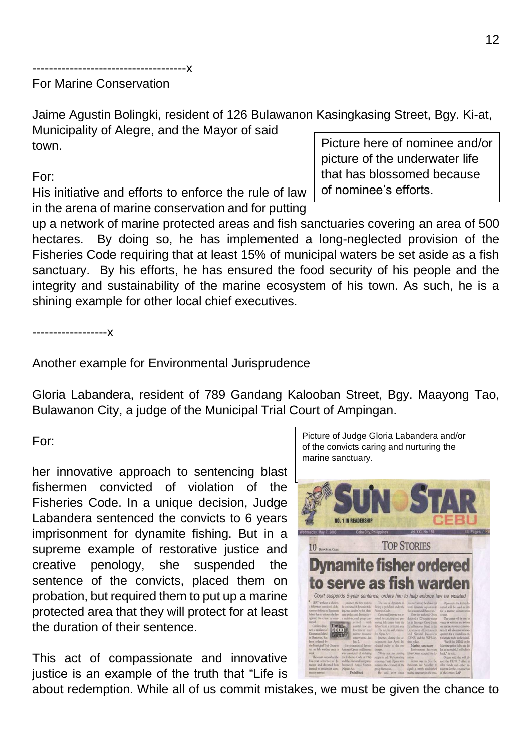-------------------------------------x

For Marine Conservation

Jaime Agustin Bolingki, resident of 126 Bulawanon Kasingkasing Street, Bgy. Ki-at, Municipality of Alegre, and the Mayor of said town.

Picture here of nominee and/or picture of the underwater life that has blossomed because of nominee's efforts.

For:

His initiative and efforts to enforce the rule of law in the arena of marine conservation and for putting up a network of marine protected areas and fish sanctuaries covering an area of 500 hectares. By doing so, he has implemented a long-neglected provision of the Fisheries Code requiring that at least 15% of municipal waters be set aside as a fish sanctuary. By his efforts, he has ensured the food security of his people and the integrity and sustainability of the marine ecosystem of his town. As such, he is a shining example for other local chief executives.

------------------x

Another example for Environmental Jurisprudence

Gloria Labandera, resident of 789 Gandang Kalooban Street, Bgy. Maayong Tao, Bulawanon City, a judge of the Municipal Trial Court of Ampingan.

For:

her innovative approach to sentencing blast fishermen convicted of violation of the Fisheries Code. In a unique decision, Judge Labandera sentenced the convicts to 6 years imprisonment for dynamite fishing. But in a supreme example of restorative justice and creative penology, she suspended the sentence of the convicts, placed them on probation, but required them to put up a marine protected area that they will protect for at least the duration of their sentence.

Picture of Judge Gloria Labandera and/or of the convicts caring and nurturing the marine sanctuary.

This act of compassionate and innovative justice is an example of the truth that "Life is about redemption. While all of us commit mistakes, we must be given the chance to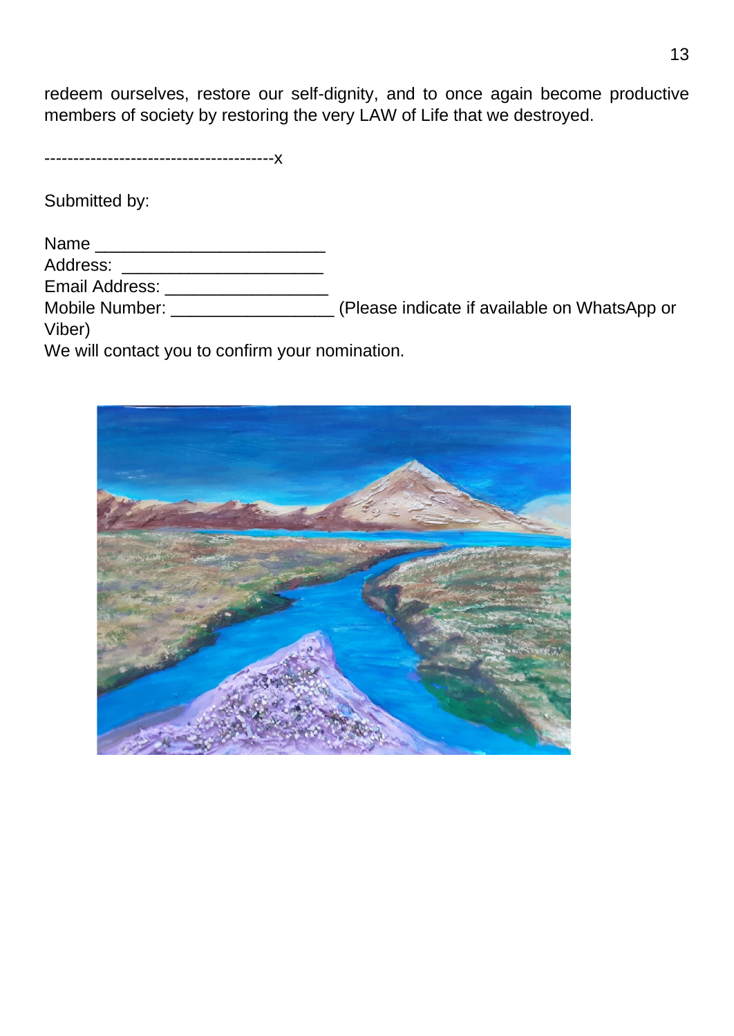redeem ourselves, restore our self-dignity, and to once again become productive members of society by restoring the very LAW of Life that we destroyed.

----------------------------------------x

Submitted by:

Name ________________________
Address: _____________________
Email Address: _________________
Mobile Number: _________________ (Please indicate if available on WhatsApp or Viber)
We will contact you to confirm your nomination.